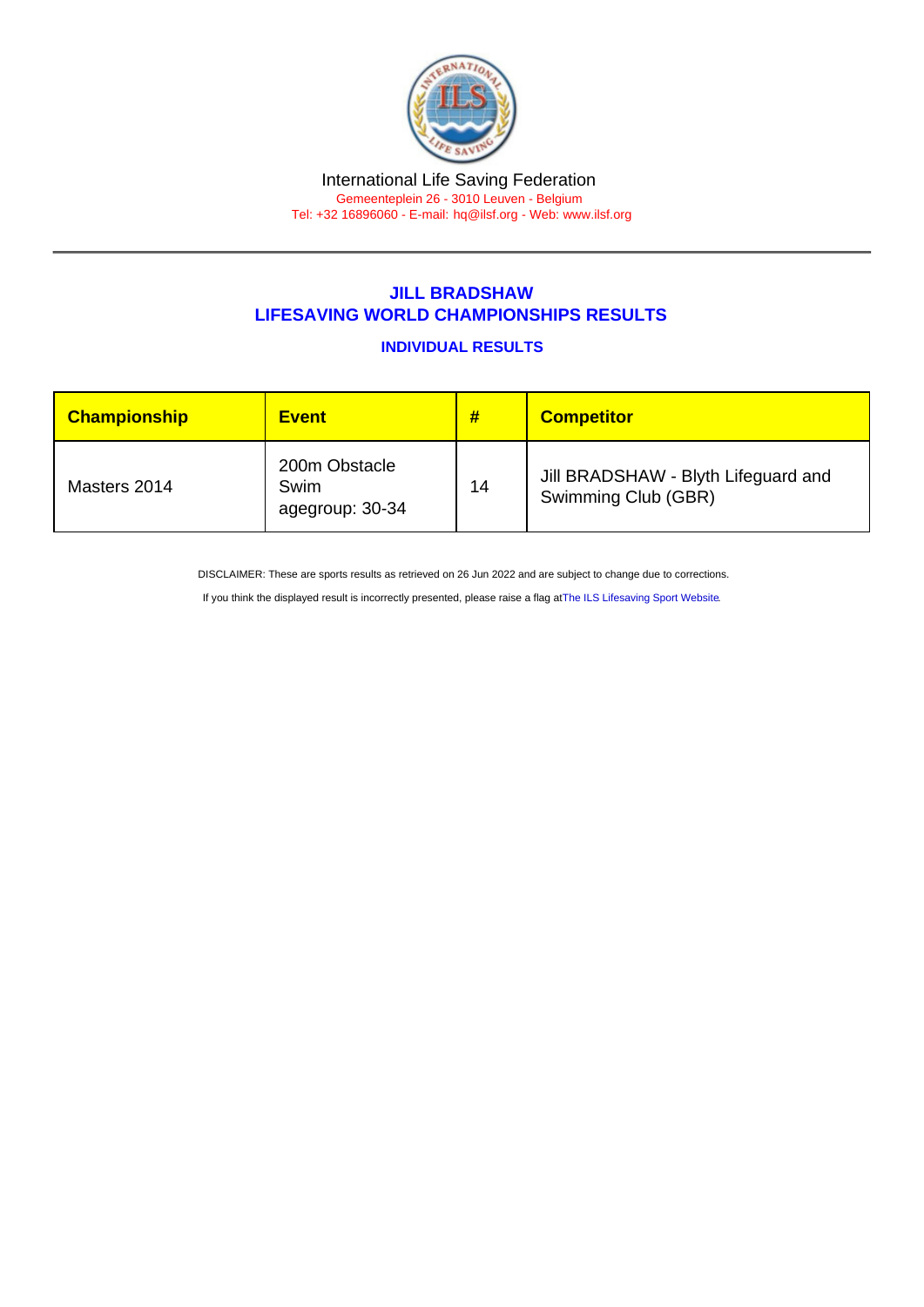International Life Saving Federation

Gemeenteplein 26 - 3010 Leuven - Belgium

Tel: +32 16896060 - E-mail: hq@ilsf.org - Web: www.ilsf.org

## JILL BRADSHAW
## LIFESAVING WORLD CHAMPIONSHIPS RESULTS

### INDIVIDUAL RESULTS

| Championship | Event | # | Competitor |
|---|---|---|---|
| Masters 2014 | 200m Obstacle Swim agegroup: 30-34 | 14 | Jill BRADSHAW - Blyth Lifeguard and Swimming Club (GBR) |

DISCLAIMER: These are sports results as retrieved on 26 Jun 2022 and are subject to change due to corrections.

If you think the displayed result is incorrectly presented, please raise a flag at The ILS Lifesaving Sport Website.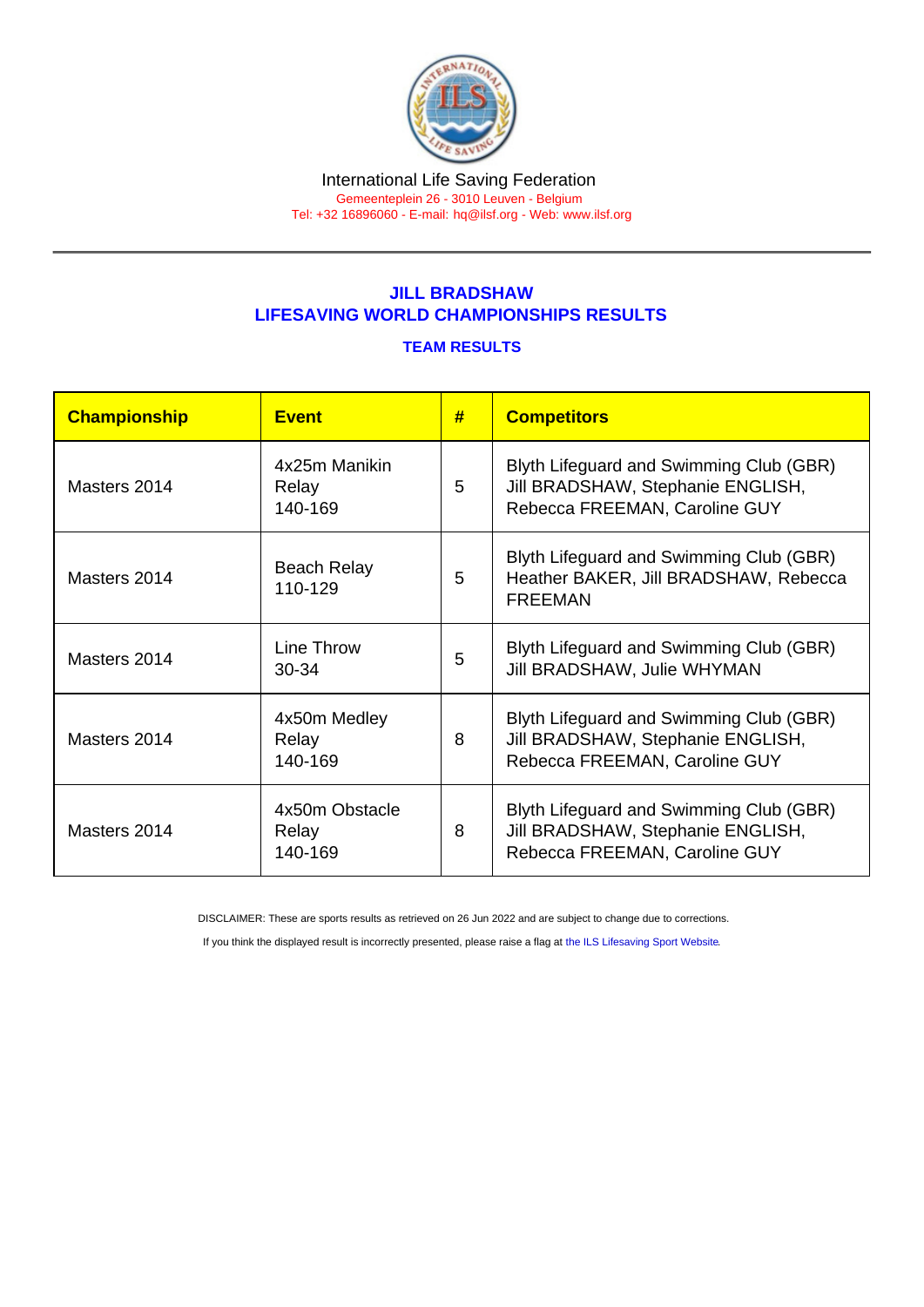International Life Saving Federation
Gemeenteplein 26 - 3010 Leuven - Belgium
Tel: +32 16896060 - E-mail: hq@ilsf.org - Web: www.ilsf.org

## JILL BRADSHAW
## LIFESAVING WORLD CHAMPIONSHIPS RESULTS

### TEAM RESULTS

| Championship | Event | # | Competitors |
|---|---|---|---|
| Masters 2014 | 4x25m Manikin Relay 140-169 | 5 | Blyth Lifeguard and Swimming Club (GBR) Jill BRADSHAW, Stephanie ENGLISH, Rebecca FREEMAN, Caroline GUY |
| Masters 2014 | Beach Relay 110-129 | 5 | Blyth Lifeguard and Swimming Club (GBR) Heather BAKER, Jill BRADSHAW, Rebecca FREEMAN |
| Masters 2014 | Line Throw 30-34 | 5 | Blyth Lifeguard and Swimming Club (GBR) Jill BRADSHAW, Julie WHYMAN |
| Masters 2014 | 4x50m Medley Relay 140-169 | 8 | Blyth Lifeguard and Swimming Club (GBR) Jill BRADSHAW, Stephanie ENGLISH, Rebecca FREEMAN, Caroline GUY |
| Masters 2014 | 4x50m Obstacle Relay 140-169 | 8 | Blyth Lifeguard and Swimming Club (GBR) Jill BRADSHAW, Stephanie ENGLISH, Rebecca FREEMAN, Caroline GUY |

DISCLAIMER: These are sports results as retrieved on 26 Jun 2022 and are subject to change due to corrections.

If you think the displayed result is incorrectly presented, please raise a flag at the ILS Lifesaving Sport Website.